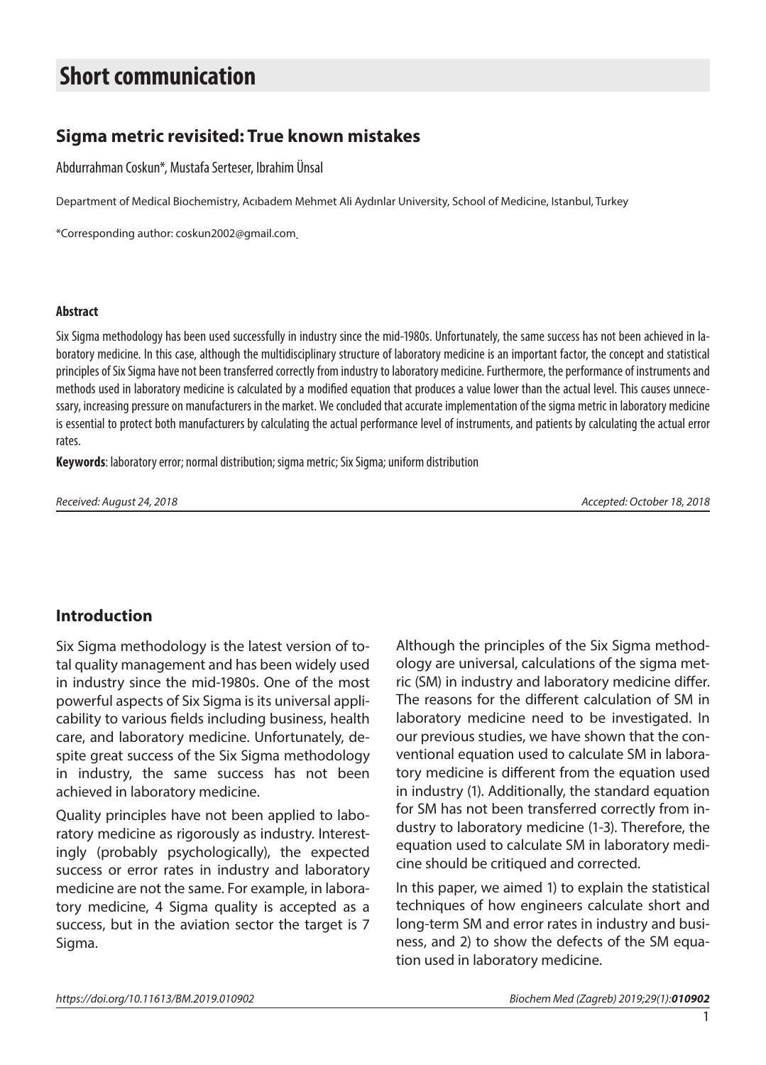# Short communication

## Sigma metric revisited: True known mistakes

Abdurrahman Coskun*, Mustafa Serteser, Ibrahim Ünsal

Department of Medical Biochemistry, Acıbadem Mehmet Ali Aydınlar University, School of Medicine, Istanbul, Turkey

*Corresponding author: coskun2002@gmail.com

#### Abstract

Six Sigma methodology has been used successfully in industry since the mid-1980s. Unfortunately, the same success has not been achieved in laboratory medicine. In this case, although the multidisciplinary structure of laboratory medicine is an important factor, the concept and statistical principles of Six Sigma have not been transferred correctly from industry to laboratory medicine. Furthermore, the performance of instruments and methods used in laboratory medicine is calculated by a modified equation that produces a value lower than the actual level. This causes unnecessary, increasing pressure on manufacturers in the market. We concluded that accurate implementation of the sigma metric in laboratory medicine is essential to protect both manufacturers by calculating the actual performance level of instruments, and patients by calculating the actual error rates.

**Keywords**: laboratory error; normal distribution; sigma metric; Six Sigma; uniform distribution

*Received: August 24, 2018* *Accepted: October 18, 2018*

## Introduction

Six Sigma methodology is the latest version of total quality management and has been widely used in industry since the mid-1980s. One of the most powerful aspects of Six Sigma is its universal applicability to various fields including business, health care, and laboratory medicine. Unfortunately, despite great success of the Six Sigma methodology in industry, the same success has not been achieved in laboratory medicine.

Quality principles have not been applied to laboratory medicine as rigorously as industry. Interestingly (probably psychologically), the expected success or error rates in industry and laboratory medicine are not the same. For example, in laboratory medicine, 4 Sigma quality is accepted as a success, but in the aviation sector the target is 7 Sigma.

Although the principles of the Six Sigma methodology are universal, calculations of the sigma metric (SM) in industry and laboratory medicine differ. The reasons for the different calculation of SM in laboratory medicine need to be investigated. In our previous studies, we have shown that the conventional equation used to calculate SM in laboratory medicine is different from the equation used in industry (1). Additionally, the standard equation for SM has not been transferred correctly from industry to laboratory medicine (1-3). Therefore, the equation used to calculate SM in laboratory medicine should be critiqued and corrected.

In this paper, we aimed 1) to explain the statistical techniques of how engineers calculate short and long-term SM and error rates in industry and business, and 2) to show the defects of the SM equation used in laboratory medicine.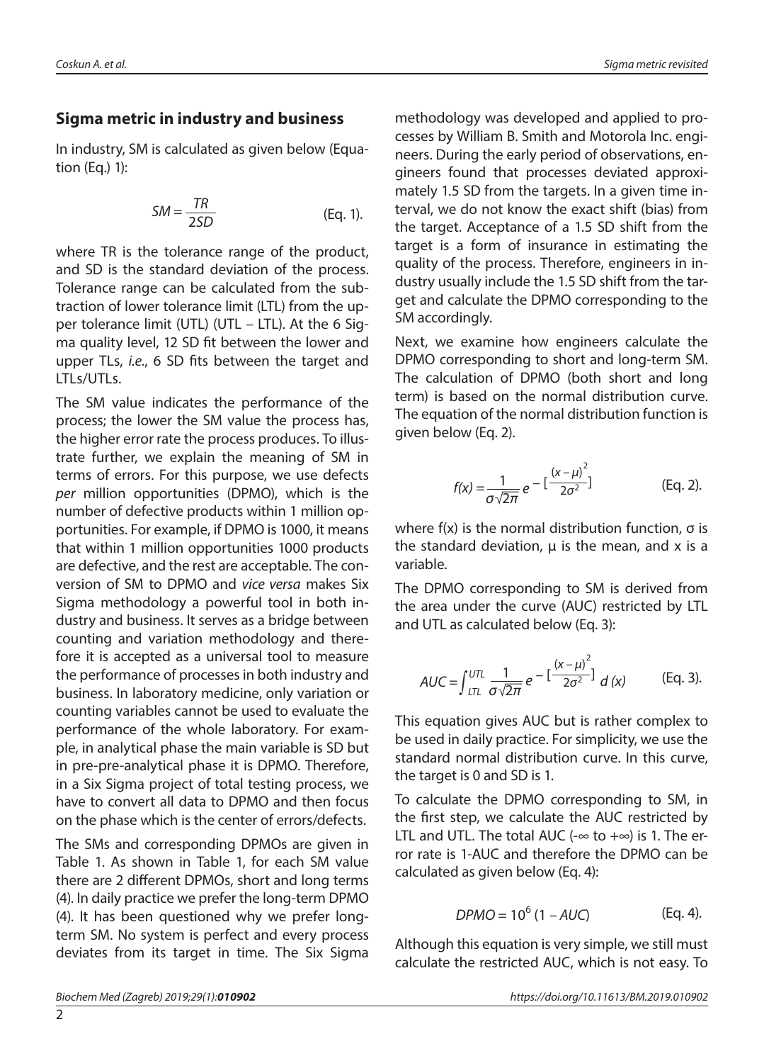## Sigma metric in industry and business

In industry, SM is calculated as given below (Equation (Eq.) 1):

$$SM = \frac{TR}{2SD} \quad \text{(Eq. 1).}$$

where TR is the tolerance range of the product, and SD is the standard deviation of the process. Tolerance range can be calculated from the subtraction of lower tolerance limit (LTL) from the upper tolerance limit (UTL) (UTL – LTL). At the 6 Sigma quality level, 12 SD fit between the lower and upper TLs, *i.e.*, 6 SD fits between the target and LTLs/UTLs.

The SM value indicates the performance of the process; the lower the SM value the process has, the higher error rate the process produces. To illustrate further, we explain the meaning of SM in terms of errors. For this purpose, we use defects *per* million opportunities (DPMO), which is the number of defective products within 1 million opportunities. For example, if DPMO is 1000, it means that within 1 million opportunities 1000 products are defective, and the rest are acceptable. The conversion of SM to DPMO and *vice versa* makes Six Sigma methodology a powerful tool in both industry and business. It serves as a bridge between counting and variation methodology and therefore it is accepted as a universal tool to measure the performance of processes in both industry and business. In laboratory medicine, only variation or counting variables cannot be used to evaluate the performance of the whole laboratory. For example, in analytical phase the main variable is SD but in pre-pre-analytical phase it is DPMO. Therefore, in a Six Sigma project of total testing process, we have to convert all data to DPMO and then focus on the phase which is the center of errors/defects.

The SMs and corresponding DPMOs are given in Table 1. As shown in Table 1, for each SM value there are 2 different DPMOs, short and long terms (4). In daily practice we prefer the long-term DPMO (4). It has been questioned why we prefer long-term SM. No system is perfect and every process deviates from its target in time. The Six Sigma methodology was developed and applied to processes by William B. Smith and Motorola Inc. engineers. During the early period of observations, engineers found that processes deviated approximately 1.5 SD from the targets. In a given time interval, we do not know the exact shift (bias) from the target. Acceptance of a 1.5 SD shift from the target is a form of insurance in estimating the quality of the process. Therefore, engineers in industry usually include the 1.5 SD shift from the target and calculate the DPMO corresponding to the SM accordingly.

Next, we examine how engineers calculate the DPMO corresponding to short and long-term SM. The calculation of DPMO (both short and long term) is based on the normal distribution curve. The equation of the normal distribution function is given below (Eq. 2).

$$f(x) = \frac{1}{\sigma\sqrt{2\pi}} e^{-\left[\frac{(x-\mu)^2}{2\sigma^2}\right]} \quad \text{(Eq. 2).}$$

where f(x) is the normal distribution function, σ is the standard deviation, μ is the mean, and x is a variable.

The DPMO corresponding to SM is derived from the area under the curve (AUC) restricted by LTL and UTL as calculated below (Eq. 3):

$$AUC = \int_{LTL}^{UTL} \frac{1}{\sigma\sqrt{2\pi}} e^{-\left[\frac{(x-\mu)^2}{2\sigma^2}\right]} d(x) \quad \text{(Eq. 3).}$$

This equation gives AUC but is rather complex to be used in daily practice. For simplicity, we use the standard normal distribution curve. In this curve, the target is 0 and SD is 1.

To calculate the DPMO corresponding to SM, in the first step, we calculate the AUC restricted by LTL and UTL. The total AUC (-∞ to +∞) is 1. The error rate is 1-AUC and therefore the DPMO can be calculated as given below (Eq. 4):

$$DPMO = 10^6 (1 - AUC) \quad \text{(Eq. 4).}$$

Although this equation is very simple, we still must calculate the restricted AUC, which is not easy. To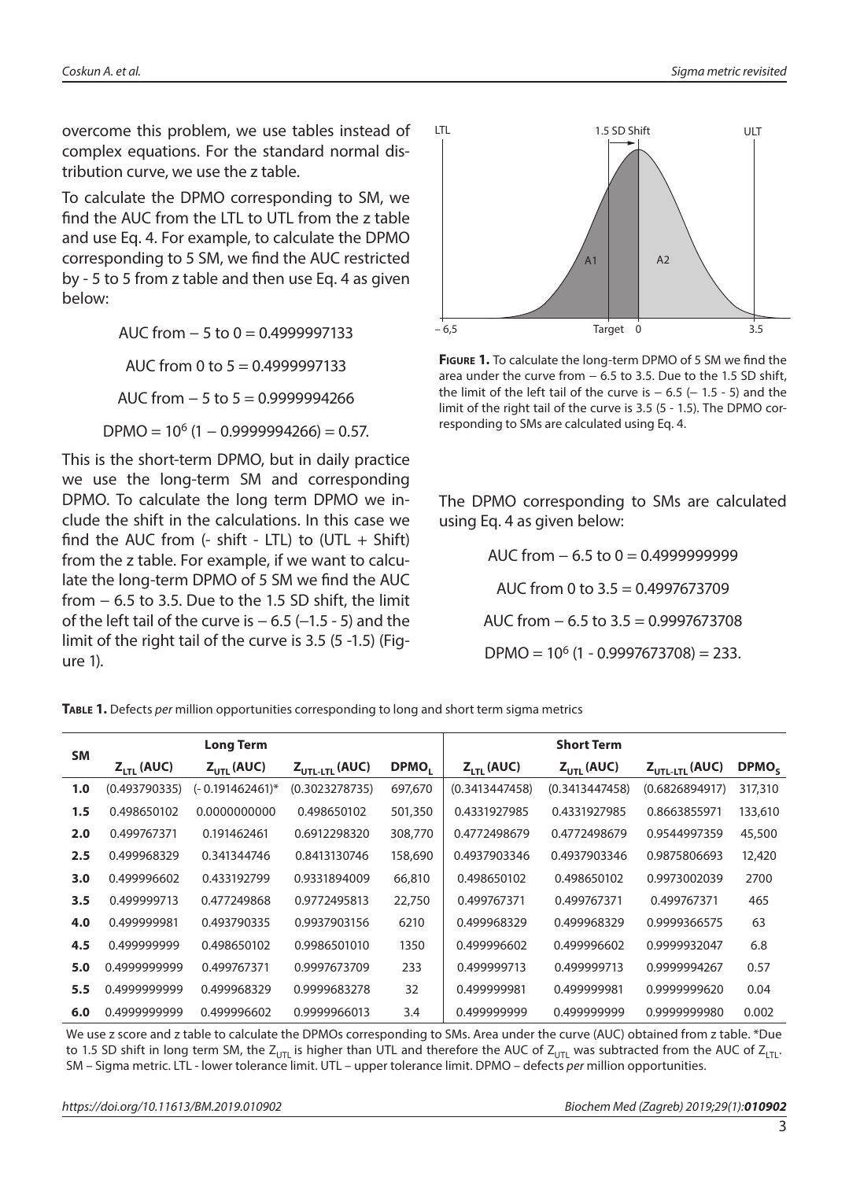overcome this problem, we use tables instead of complex equations. For the standard normal distribution curve, we use the z table.

To calculate the DPMO corresponding to SM, we find the AUC from the LTL to UTL from the z table and use Eq. 4. For example, to calculate the DPMO corresponding to 5 SM, we find the AUC restricted by - 5 to 5 from z table and then use Eq. 4 as given below:

AUC from − 5 to 0 = 0.4999997133

AUC from 0 to 5 = 0.4999997133

AUC from − 5 to 5 = 0.9999994266

$$\text{DPMO} = 10^6 (1 - 0.9999994266) = 0.57.$$

This is the short-term DPMO, but in daily practice we use the long-term SM and corresponding DPMO. To calculate the long term DPMO we include the shift in the calculations. In this case we find the AUC from (- shift - LTL) to (UTL + Shift) from the z table. For example, if we want to calculate the long-term DPMO of 5 SM we find the AUC from − 6.5 to 3.5. Due to the 1.5 SD shift, the limit of the left tail of the curve is − 6.5 (−1.5 - 5) and the limit of the right tail of the curve is 3.5 (5 -1.5) (Figure 1).

**Figure 1.** To calculate the long-term DPMO of 5 SM we find the area under the curve from − 6.5 to 3.5. Due to the 1.5 SD shift, the limit of the left tail of the curve is − 6.5 (− 1.5 - 5) and the limit of the right tail of the curve is 3.5 (5 - 1.5). The DPMO corresponding to SMs are calculated using Eq. 4.

The DPMO corresponding to SMs are calculated using Eq. 4 as given below:

AUC from − 6.5 to 0 = 0.4999999999

AUC from 0 to 3.5 = 0.4997673709

AUC from − 6.5 to 3.5 = 0.9997673708

$$\text{DPMO} = 10^6 (1 - 0.9997673708) = 233.$$

**Table 1.** Defects *per* million opportunities corresponding to long and short term sigma metrics

| SM | Long Term | | | | Short Term | | | |
|---|---|---|---|---|---|---|---|---|
| | $Z_{LTL}$ (AUC) | $Z_{UTL}$ (AUC) | $Z_{UTL-LTL}$ (AUC) | $DPMO_L$ | $Z_{LTL}$ (AUC) | $Z_{UTL}$ (AUC) | $Z_{UTL-LTL}$ (AUC) | $DPMO_S$ |
| **1.0** | (0.493790335) | (- 0.191462461)* | (0.3023278735) | 697,670 | (0.3413447458) | (0.3413447458) | (0.6826894917) | 317,310 |
| **1.5** | 0.498650102 | 0.0000000000 | 0.498650102 | 501,350 | 0.4331927985 | 0.4331927985 | 0.8663855971 | 133,610 |
| **2.0** | 0.499767371 | 0.191462461 | 0.6912298320 | 308,770 | 0.4772498679 | 0.4772498679 | 0.9544997359 | 45,500 |
| **2.5** | 0.499968329 | 0.341344746 | 0.8413130746 | 158,690 | 0.4937903346 | 0.4937903346 | 0.9875806693 | 12,420 |
| **3.0** | 0.499996602 | 0.433192799 | 0.9331894009 | 66,810 | 0.498650102 | 0.498650102 | 0.9973002039 | 2700 |
| **3.5** | 0.499999713 | 0.477249868 | 0.9772495813 | 22,750 | 0.499767371 | 0.499767371 | 0.499767371 | 465 |
| **4.0** | 0.499999981 | 0.493790335 | 0.9937903156 | 6210 | 0.499968329 | 0.499968329 | 0.9999366575 | 63 |
| **4.5** | 0.499999999 | 0.498650102 | 0.9986501010 | 1350 | 0.499996602 | 0.499996602 | 0.9999932047 | 6.8 |
| **5.0** | 0.4999999999 | 0.499767371 | 0.9997673709 | 233 | 0.499999713 | 0.499999713 | 0.9999994267 | 0.57 |
| **5.5** | 0.4999999999 | 0.499968329 | 0.9999683278 | 32 | 0.499999981 | 0.499999981 | 0.9999999620 | 0.04 |
| **6.0** | 0.4999999999 | 0.499996602 | 0.9999966013 | 3.4 | 0.499999999 | 0.499999999 | 0.9999999980 | 0.002 |

We use z score and z table to calculate the DPMOs corresponding to SMs. Area under the curve (AUC) obtained from z table. *Due to 1.5 SD shift in long term SM, the $Z_{UTL}$ is higher than UTL and therefore the AUC of $Z_{UTL}$ was subtracted from the AUC of $Z_{LTL}$. SM – Sigma metric. LTL - lower tolerance limit. UTL – upper tolerance limit. DPMO – defects *per* million opportunities.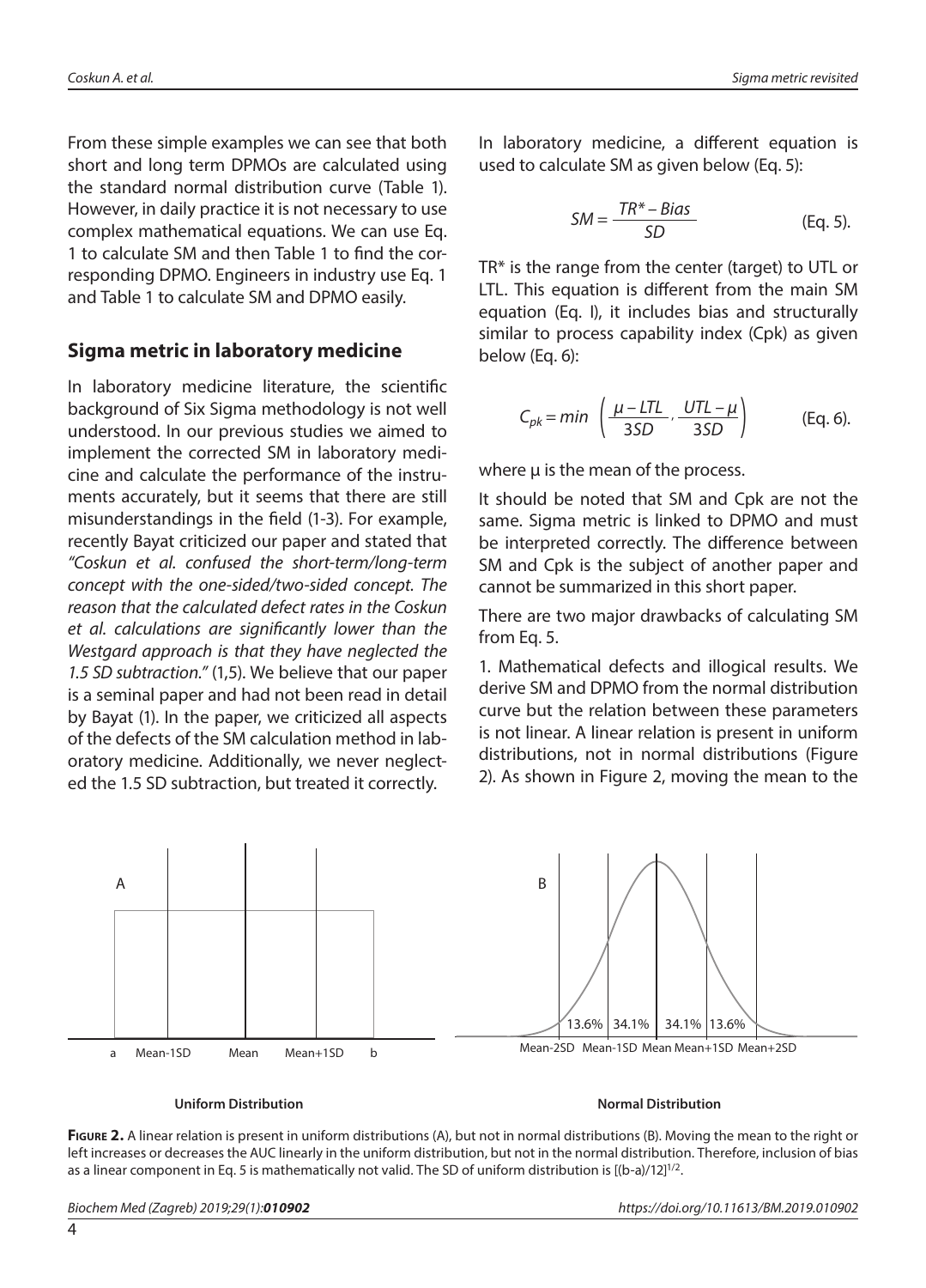From these simple examples we can see that both short and long term DPMOs are calculated using the standard normal distribution curve (Table 1). However, in daily practice it is not necessary to use complex mathematical equations. We can use Eq. 1 to calculate SM and then Table 1 to find the corresponding DPMO. Engineers in industry use Eq. 1 and Table 1 to calculate SM and DPMO easily.

## Sigma metric in laboratory medicine

In laboratory medicine literature, the scientific background of Six Sigma methodology is not well understood. In our previous studies we aimed to implement the corrected SM in laboratory medicine and calculate the performance of the instruments accurately, but it seems that there are still misunderstandings in the field (1-3). For example, recently Bayat criticized our paper and stated that *"Coskun et al. confused the short-term/long-term concept with the one-sided/two-sided concept. The reason that the calculated defect rates in the Coskun et al. calculations are significantly lower than the Westgard approach is that they have neglected the 1.5 SD subtraction."* (1,5). We believe that our paper is a seminal paper and had not been read in detail by Bayat (1). In the paper, we criticized all aspects of the defects of the SM calculation method in laboratory medicine. Additionally, we never neglected the 1.5 SD subtraction, but treated it correctly.

In laboratory medicine, a different equation is used to calculate SM as given below (Eq. 5):

$$SM = \frac{TR^* - Bias}{SD} \qquad \text{(Eq. 5).}$$

TR* is the range from the center (target) to UTL or LTL. This equation is different from the main SM equation (Eq. I), it includes bias and structurally similar to process capability index (Cpk) as given below (Eq. 6):

$$C_{pk} = min \left( \frac{\mu - LTL}{3SD}, \frac{UTL - \mu}{3SD} \right) \qquad \text{(Eq. 6).}$$

where μ is the mean of the process.

It should be noted that SM and Cpk are not the same. Sigma metric is linked to DPMO and must be interpreted correctly. The difference between SM and Cpk is the subject of another paper and cannot be summarized in this short paper.

There are two major drawbacks of calculating SM from Eq. 5.

1. Mathematical defects and illogical results. We derive SM and DPMO from the normal distribution curve but the relation between these parameters is not linear. A linear relation is present in uniform distributions, not in normal distributions (Figure 2). As shown in Figure 2, moving the mean to the

**Figure 2.** A linear relation is present in uniform distributions (A), but not in normal distributions (B). Moving the mean to the right or left increases or decreases the AUC linearly in the uniform distribution, but not in the normal distribution. Therefore, inclusion of bias as a linear component in Eq. 5 is mathematically not valid. The SD of uniform distribution is $[(b-a)/12]^{1/2}$.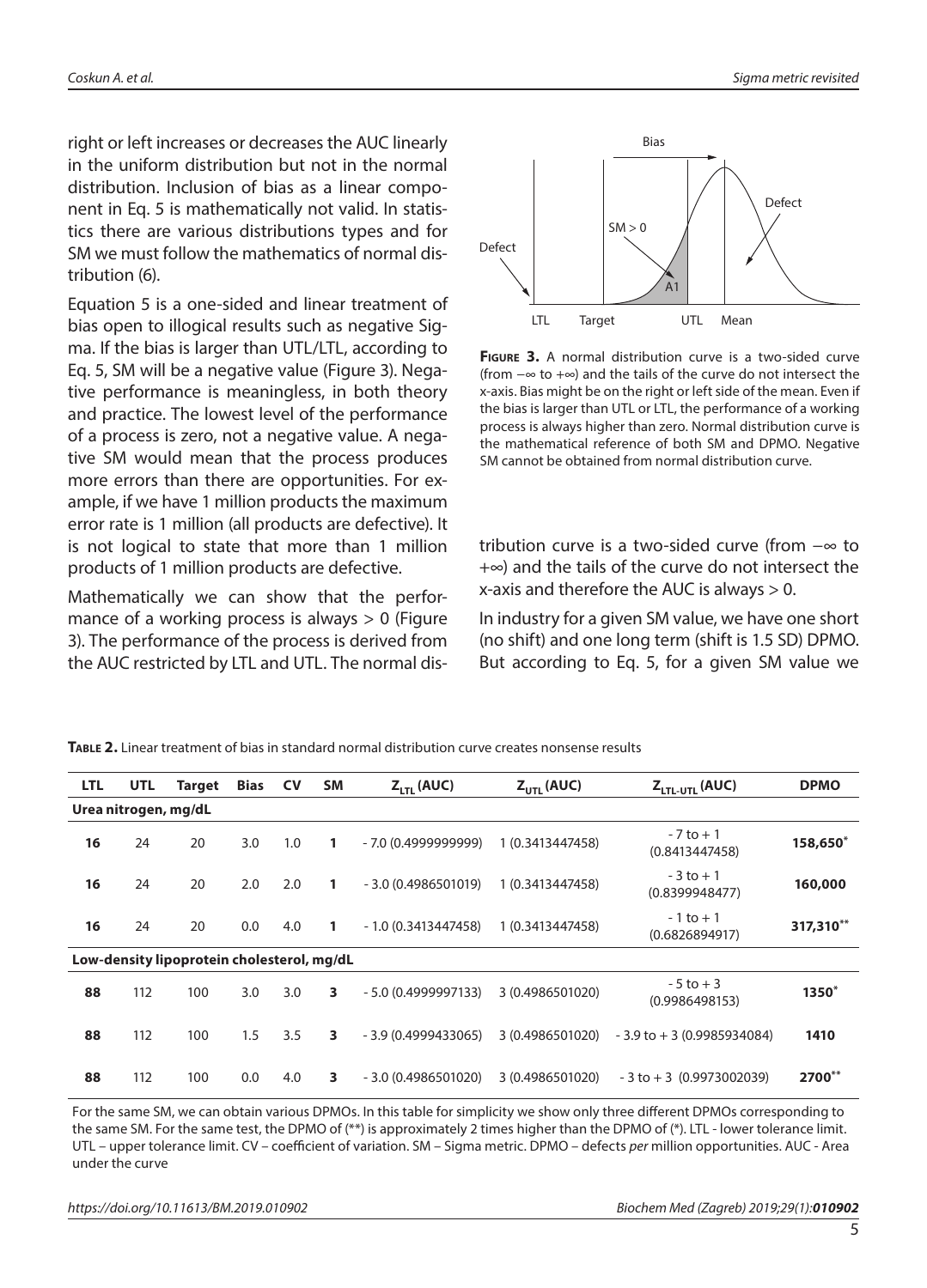right or left increases or decreases the AUC linearly in the uniform distribution but not in the normal distribution. Inclusion of bias as a linear component in Eq. 5 is mathematically not valid. In statistics there are various distributions types and for SM we must follow the mathematics of normal distribution (6).

Equation 5 is a one-sided and linear treatment of bias open to illogical results such as negative Sigma. If the bias is larger than UTL/LTL, according to Eq. 5, SM will be a negative value (Figure 3). Negative performance is meaningless, in both theory and practice. The lowest level of the performance of a process is zero, not a negative value. A negative SM would mean that the process produces more errors than there are opportunities. For example, if we have 1 million products the maximum error rate is 1 million (all products are defective). It is not logical to state that more than 1 million products of 1 million products are defective.

Mathematically we can show that the performance of a working process is always > 0 (Figure 3). The performance of the process is derived from the AUC restricted by LTL and UTL. The normal distribution curve is a two-sided curve (from $-\infty$ to $+\infty$) and the tails of the curve do not intersect the x-axis and therefore the AUC is always > 0.

**Figure 3.** A normal distribution curve is a two-sided curve (from $-\infty$ to $+\infty$) and the tails of the curve do not intersect the x-axis. Bias might be on the right or left side of the mean. Even if the bias is larger than UTL or LTL, the performance of a working process is always higher than zero. Normal distribution curve is the mathematical reference of both SM and DPMO. Negative SM cannot be obtained from normal distribution curve.

In industry for a given SM value, we have one short (no shift) and one long term (shift is 1.5 SD) DPMO. But according to Eq. 5, for a given SM value we

**Table 2.** Linear treatment of bias in standard normal distribution curve creates nonsense results

| LTL | UTL | Target | Bias | CV | SM | $Z_{LTL}$ (AUC) | $Z_{UTL}$ (AUC) | $Z_{LTL-UTL}$ (AUC) | DPMO |
|---|---|---|---|---|---|---|---|---|---|
| **Urea nitrogen, mg/dL** | | | | | | | | | |
| **16** | 24 | 20 | 3.0 | 1.0 | **1** | - 7.0 (0.4999999999) | 1 (0.3413447458) | - 7 to + 1 (0.8413447458) | **158,650*** |
| **16** | 24 | 20 | 2.0 | 2.0 | **1** | - 3.0 (0.4986501019) | 1 (0.3413447458) | - 3 to + 1 (0.8399948477) | **160,000** |
| **16** | 24 | 20 | 0.0 | 4.0 | **1** | - 1.0 (0.3413447458) | 1 (0.3413447458) | - 1 to + 1 (0.6826894917) | **317,310**** |
| **Low-density lipoprotein cholesterol, mg/dL** | | | | | | | | | |
| **88** | 112 | 100 | 3.0 | 3.0 | **3** | - 5.0 (0.4999997133) | 3 (0.4986501020) | - 5 to + 3 (0.9986498153) | **1350*** |
| **88** | 112 | 100 | 1.5 | 3.5 | **3** | - 3.9 (0.4999433065) | 3 (0.4986501020) | - 3.9 to + 3 (0.9985934084) | **1410** |
| **88** | 112 | 100 | 0.0 | 4.0 | **3** | - 3.0 (0.4986501020) | 3 (0.4986501020) | - 3 to + 3 (0.9973002039) | **2700**** |

For the same SM, we can obtain various DPMOs. In this table for simplicity we show only three different DPMOs corresponding to the same SM. For the same test, the DPMO of (**) is approximately 2 times higher than the DPMO of (*). LTL - lower tolerance limit. UTL – upper tolerance limit. CV – coefficient of variation. SM – Sigma metric. DPMO – defects *per* million opportunities. AUC - Area under the curve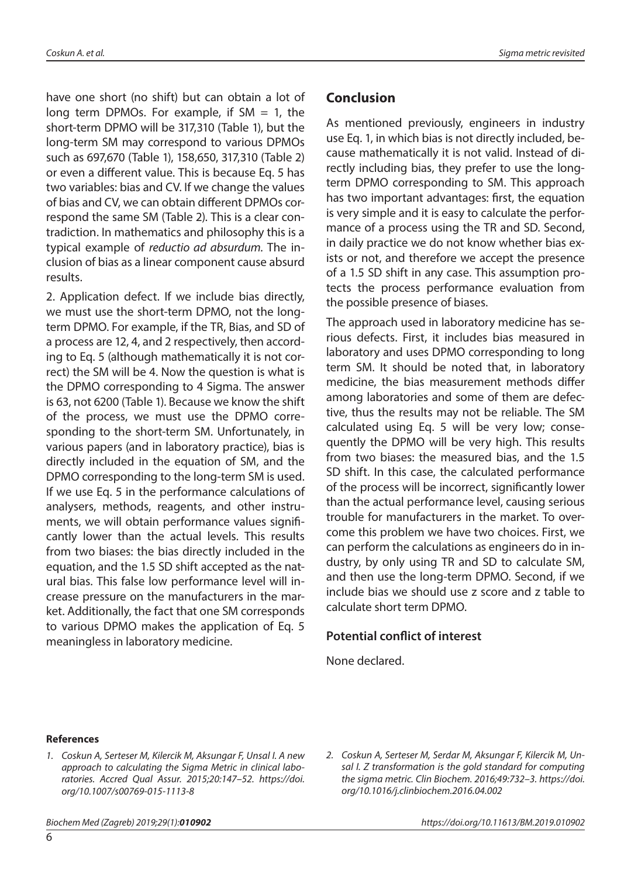have one short (no shift) but can obtain a lot of long term DPMOs. For example, if SM = 1, the short-term DPMO will be 317,310 (Table 1), but the long-term SM may correspond to various DPMOs such as 697,670 (Table 1), 158,650, 317,310 (Table 2) or even a different value. This is because Eq. 5 has two variables: bias and CV. If we change the values of bias and CV, we can obtain different DPMOs correspond the same SM (Table 2). This is a clear contradiction. In mathematics and philosophy this is a typical example of *reductio ad absurdum.* The inclusion of bias as a linear component cause absurd results.

2. Application defect. If we include bias directly, we must use the short-term DPMO, not the long-term DPMO. For example, if the TR, Bias, and SD of a process are 12, 4, and 2 respectively, then according to Eq. 5 (although mathematically it is not correct) the SM will be 4. Now the question is what is the DPMO corresponding to 4 Sigma. The answer is 63, not 6200 (Table 1). Because we know the shift of the process, we must use the DPMO corresponding to the short-term SM. Unfortunately, in various papers (and in laboratory practice), bias is directly included in the equation of SM, and the DPMO corresponding to the long-term SM is used. If we use Eq. 5 in the performance calculations of analysers, methods, reagents, and other instruments, we will obtain performance values significantly lower than the actual levels. This results from two biases: the bias directly included in the equation, and the 1.5 SD shift accepted as the natural bias. This false low performance level will increase pressure on the manufacturers in the market. Additionally, the fact that one SM corresponds to various DPMO makes the application of Eq. 5 meaningless in laboratory medicine.

## Conclusion

As mentioned previously, engineers in industry use Eq. 1, in which bias is not directly included, because mathematically it is not valid. Instead of directly including bias, they prefer to use the long-term DPMO corresponding to SM. This approach has two important advantages: first, the equation is very simple and it is easy to calculate the performance of a process using the TR and SD. Second, in daily practice we do not know whether bias exists or not, and therefore we accept the presence of a 1.5 SD shift in any case. This assumption protects the process performance evaluation from the possible presence of biases.

The approach used in laboratory medicine has serious defects. First, it includes bias measured in laboratory and uses DPMO corresponding to long term SM. It should be noted that, in laboratory medicine, the bias measurement methods differ among laboratories and some of them are defective, thus the results may not be reliable. The SM calculated using Eq. 5 will be very low; consequently the DPMO will be very high. This results from two biases: the measured bias, and the 1.5 SD shift. In this case, the calculated performance of the process will be incorrect, significantly lower than the actual performance level, causing serious trouble for manufacturers in the market. To overcome this problem we have two choices. First, we can perform the calculations as engineers do in industry, by only using TR and SD to calculate SM, and then use the long-term DPMO. Second, if we include bias we should use z score and z table to calculate short term DPMO.

### Potential conflict of interest

None declared.

#### References

1. *Coskun A, Serteser M, Kilercik M, Aksungar F, Unsal I. A new approach to calculating the Sigma Metric in clinical laboratories. Accred Qual Assur. 2015;20:147–52. https://doi.org/10.1007/s00769-015-1113-8*
2. *Coskun A, Serteser M, Serdar M, Aksungar F, Kilercik M, Unsal I. Z transformation is the gold standard for computing the sigma metric. Clin Biochem. 2016;49:732–3. https://doi.org/10.1016/j.clinbiochem.2016.04.002*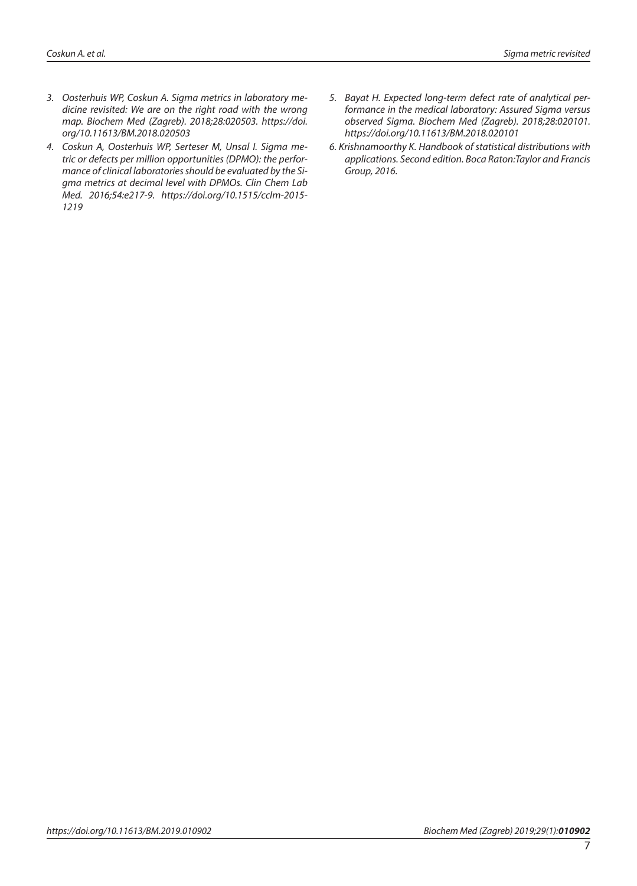3. Oosterhuis WP, Coskun A. Sigma metrics in laboratory medicine revisited: We are on the right road with the wrong map. Biochem Med (Zagreb). 2018;28:020503. https://doi.org/10.11613/BM.2018.020503
4. Coskun A, Oosterhuis WP, Serteser M, Unsal I. Sigma metric or defects per million opportunities (DPMO): the performance of clinical laboratories should be evaluated by the Sigma metrics at decimal level with DPMOs. Clin Chem Lab Med. 2016;54:e217-9. https://doi.org/10.1515/cclm-2015-1219
5. Bayat H. Expected long-term defect rate of analytical performance in the medical laboratory: Assured Sigma versus observed Sigma. Biochem Med (Zagreb). 2018;28:020101. https://doi.org/10.11613/BM.2018.020101
6. Krishnamoorthy K. Handbook of statistical distributions with applications. Second edition. Boca Raton:Taylor and Francis Group, 2016.